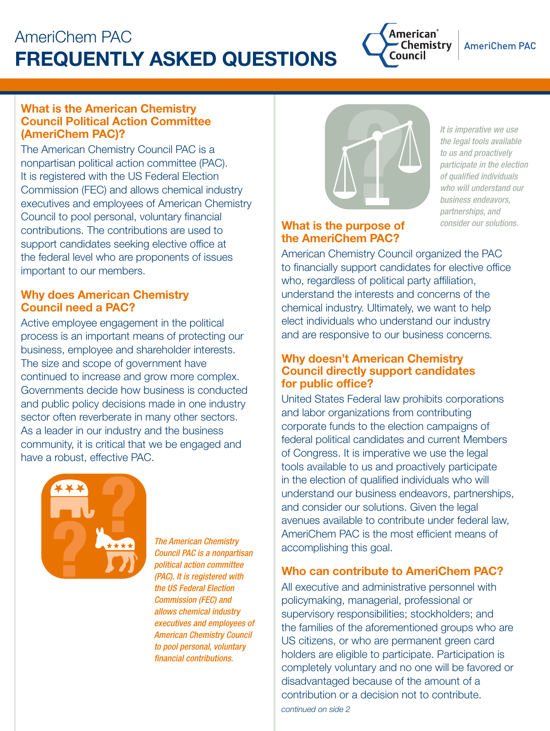# AmeriChem PAC
# FREQUENTLY ASKED QUESTIONS

American® Chemistry Council | AmeriChem PAC

## What is the American Chemistry Council Political Action Committee (AmeriChem PAC)?

The American Chemistry Council PAC is a nonpartisan political action committee (PAC). It is registered with the US Federal Election Commission (FEC) and allows chemical industry executives and employees of American Chemistry Council to pool personal, voluntary financial contributions. The contributions are used to support candidates seeking elective office at the federal level who are proponents of issues important to our members.

## Why does American Chemistry Council need a PAC?

Active employee engagement in the political process is an important means of protecting our business, employee and shareholder interests. The size and scope of government have continued to increase and grow more complex. Governments decide how business is conducted and public policy decisions made in one industry sector often reverberate in many other sectors. As a leader in our industry and the business community, it is critical that we be engaged and have a robust, effective PAC.

*The American Chemistry Council PAC is a nonpartisan political action committee (PAC). It is registered with the US Federal Election Commission (FEC) and allows chemical industry executives and employees of American Chemistry Council to pool personal, voluntary financial contributions.*

*It is imperative we use the legal tools available to us and proactively participate in the election of qualified individuals who will understand our business endeavors, partnerships, and consider our solutions.*

## What is the purpose of the AmeriChem PAC?

American Chemistry Council organized the PAC to financially support candidates for elective office who, regardless of political party affiliation, understand the interests and concerns of the chemical industry. Ultimately, we want to help elect individuals who understand our industry and are responsive to our business concerns.

## Why doesn't American Chemistry Council directly support candidates for public office?

United States Federal law prohibits corporations and labor organizations from contributing corporate funds to the election campaigns of federal political candidates and current Members of Congress. It is imperative we use the legal tools available to us and proactively participate in the election of qualified individuals who will understand our business endeavors, partnerships, and consider our solutions. Given the legal avenues available to contribute under federal law, AmeriChem PAC is the most efficient means of accomplishing this goal.

## Who can contribute to AmeriChem PAC?

All executive and administrative personnel with policymaking, managerial, professional or supervisory responsibilities; stockholders; and the families of the aforementioned groups who are US citizens, or who are permanent green card holders are eligible to participate. Participation is completely voluntary and no one will be favored or disadvantaged because of the amount of a contribution or a decision not to contribute.

*continued on side 2*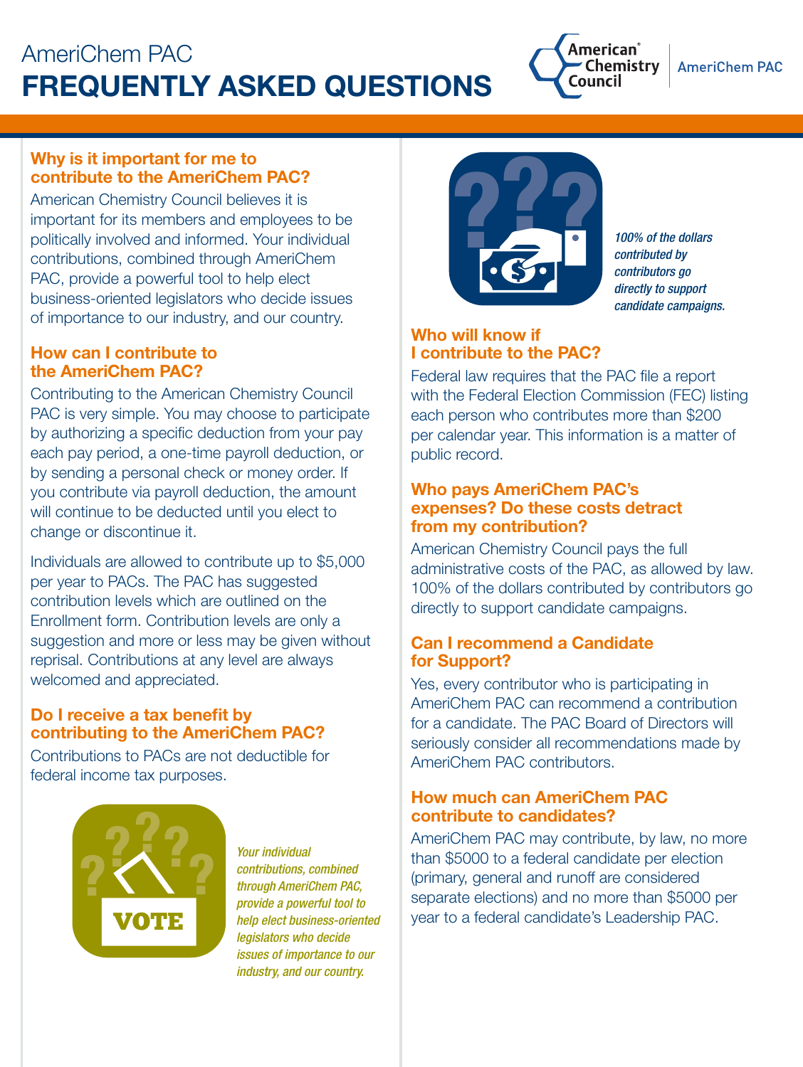# AmeriChem PAC
# FREQUENTLY ASKED QUESTIONS

### Why is it important for me to contribute to the AmeriChem PAC?

American Chemistry Council believes it is important for its members and employees to be politically involved and informed. Your individual contributions, combined through AmeriChem PAC, provide a powerful tool to help elect business-oriented legislators who decide issues of importance to our industry, and our country.

### How can I contribute to the AmeriChem PAC?

Contributing to the American Chemistry Council PAC is very simple. You may choose to participate by authorizing a specific deduction from your pay each pay period, a one-time payroll deduction, or by sending a personal check or money order. If you contribute via payroll deduction, the amount will continue to be deducted until you elect to change or discontinue it.

Individuals are allowed to contribute up to $5,000 per year to PACs. The PAC has suggested contribution levels which are outlined on the Enrollment form. Contribution levels are only a suggestion and more or less may be given without reprisal. Contributions at any level are always welcomed and appreciated.

### Do I receive a tax benefit by contributing to the AmeriChem PAC?

Contributions to PACs are not deductible for federal income tax purposes.

*Your individual contributions, combined through AmeriChem PAC, provide a powerful tool to help elect business-oriented legislators who decide issues of importance to our industry, and our country.*

*100% of the dollars contributed by contributors go directly to support candidate campaigns.*

### Who will know if I contribute to the PAC?

Federal law requires that the PAC file a report with the Federal Election Commission (FEC) listing each person who contributes more than $200 per calendar year. This information is a matter of public record.

### Who pays AmeriChem PAC's expenses? Do these costs detract from my contribution?

American Chemistry Council pays the full administrative costs of the PAC, as allowed by law. 100% of the dollars contributed by contributors go directly to support candidate campaigns.

### Can I recommend a Candidate for Support?

Yes, every contributor who is participating in AmeriChem PAC can recommend a contribution for a candidate. The PAC Board of Directors will seriously consider all recommendations made by AmeriChem PAC contributors.

### How much can AmeriChem PAC contribute to candidates?

AmeriChem PAC may contribute, by law, no more than $5000 to a federal candidate per election (primary, general and runoff are considered separate elections) and no more than $5000 per year to a federal candidate's Leadership PAC.